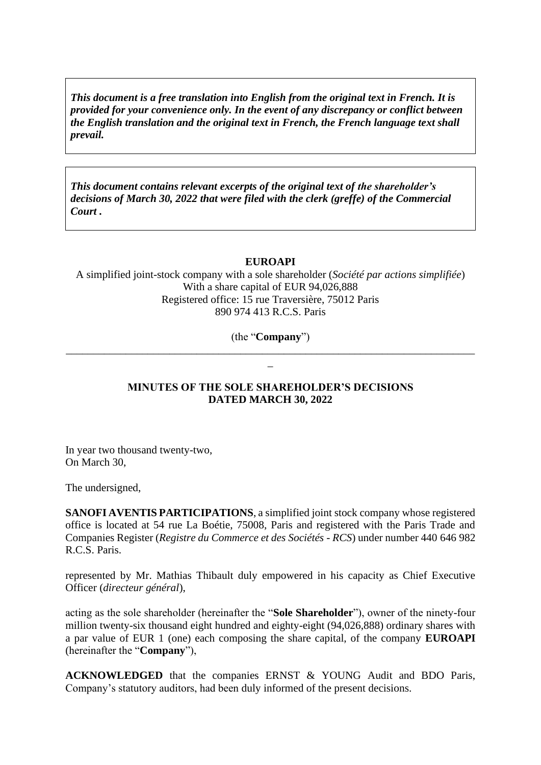***This document is a free translation into English from the original text in French. It is provided for your convenience only. In the event of any discrepancy or conflict between the English translation and the original text in French, the French language text shall prevail.***

***This document contains relevant excerpts of the original text of the shareholder's decisions of March 30, 2022 that were filed with the clerk (greffe) of the Commercial Court .***

**EUROAPI**

A simplified joint-stock company with a sole shareholder (*Société par actions simplifiée*)
With a share capital of EUR 94,026,888
Registered office: 15 rue Traversière, 75012 Paris
890 974 413 R.C.S. Paris

(the "**Company**")

---

**MINUTES OF THE SOLE SHAREHOLDER'S DECISIONS**
**DATED MARCH 30, 2022**

In year two thousand twenty-two,
On March 30,

The undersigned,

**SANOFI AVENTIS PARTICIPATIONS**, a simplified joint stock company whose registered office is located at 54 rue La Boétie, 75008, Paris and registered with the Paris Trade and Companies Register (*Registre du Commerce et des Sociétés - RCS*) under number 440 646 982 R.C.S. Paris.

represented by Mr. Mathias Thibault duly empowered in his capacity as Chief Executive Officer (*directeur général*),

acting as the sole shareholder (hereinafter the "**Sole Shareholder**"), owner of the ninety-four million twenty-six thousand eight hundred and eighty-eight (94,026,888) ordinary shares with a par value of EUR 1 (one) each composing the share capital, of the company **EUROAPI** (hereinafter the "**Company**"),

**ACKNOWLEDGED** that the companies ERNST & YOUNG Audit and BDO Paris, Company's statutory auditors, had been duly informed of the present decisions.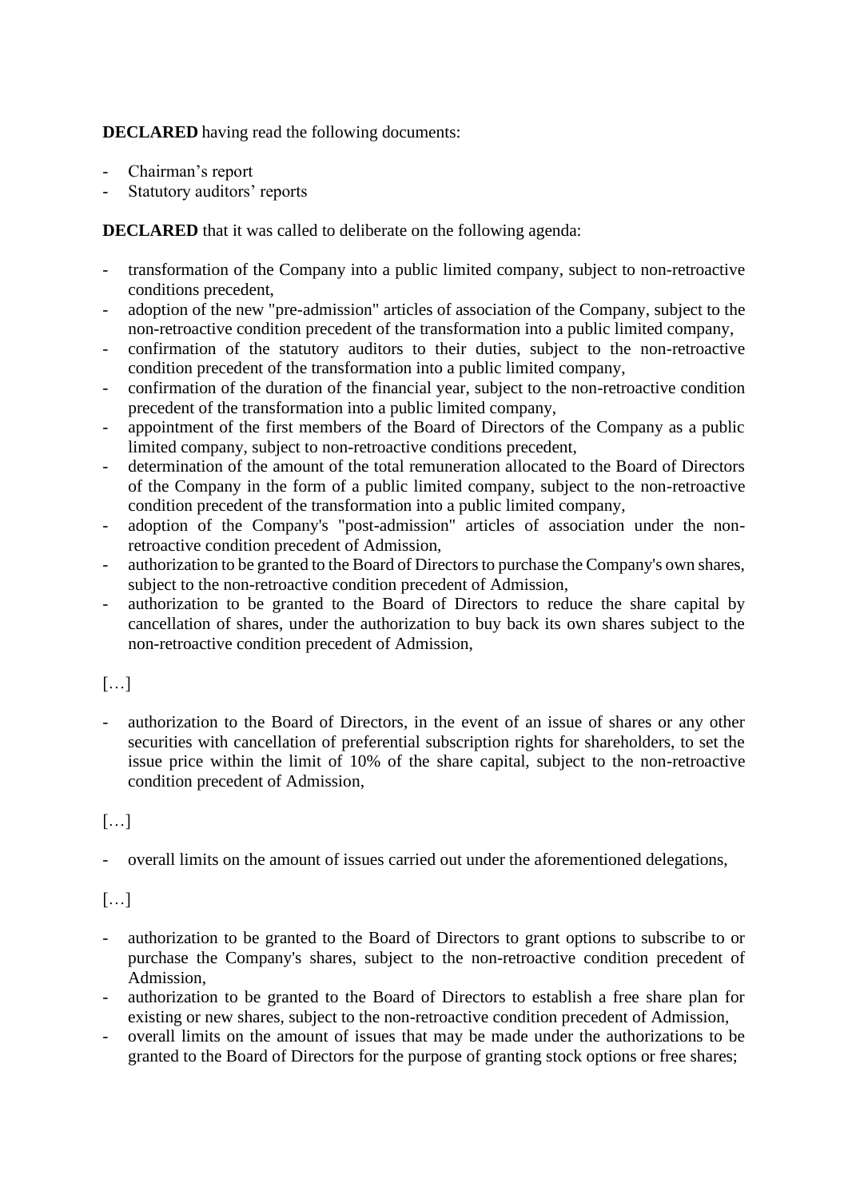**DECLARED** having read the following documents:

- Chairman's report
- Statutory auditors' reports

**DECLARED** that it was called to deliberate on the following agenda:

- transformation of the Company into a public limited company, subject to non-retroactive conditions precedent,
- adoption of the new "pre-admission" articles of association of the Company, subject to the non-retroactive condition precedent of the transformation into a public limited company,
- confirmation of the statutory auditors to their duties, subject to the non-retroactive condition precedent of the transformation into a public limited company,
- confirmation of the duration of the financial year, subject to the non-retroactive condition precedent of the transformation into a public limited company,
- appointment of the first members of the Board of Directors of the Company as a public limited company, subject to non-retroactive conditions precedent,
- determination of the amount of the total remuneration allocated to the Board of Directors of the Company in the form of a public limited company, subject to the non-retroactive condition precedent of the transformation into a public limited company,
- adoption of the Company's "post-admission" articles of association under the non-retroactive condition precedent of Admission,
- authorization to be granted to the Board of Directors to purchase the Company's own shares, subject to the non-retroactive condition precedent of Admission,
- authorization to be granted to the Board of Directors to reduce the share capital by cancellation of shares, under the authorization to buy back its own shares subject to the non-retroactive condition precedent of Admission,

[…]

- authorization to the Board of Directors, in the event of an issue of shares or any other securities with cancellation of preferential subscription rights for shareholders, to set the issue price within the limit of 10% of the share capital, subject to the non-retroactive condition precedent of Admission,

[…]

- overall limits on the amount of issues carried out under the aforementioned delegations,

[…]

- authorization to be granted to the Board of Directors to grant options to subscribe to or purchase the Company's shares, subject to the non-retroactive condition precedent of Admission,
- authorization to be granted to the Board of Directors to establish a free share plan for existing or new shares, subject to the non-retroactive condition precedent of Admission,
- overall limits on the amount of issues that may be made under the authorizations to be granted to the Board of Directors for the purpose of granting stock options or free shares;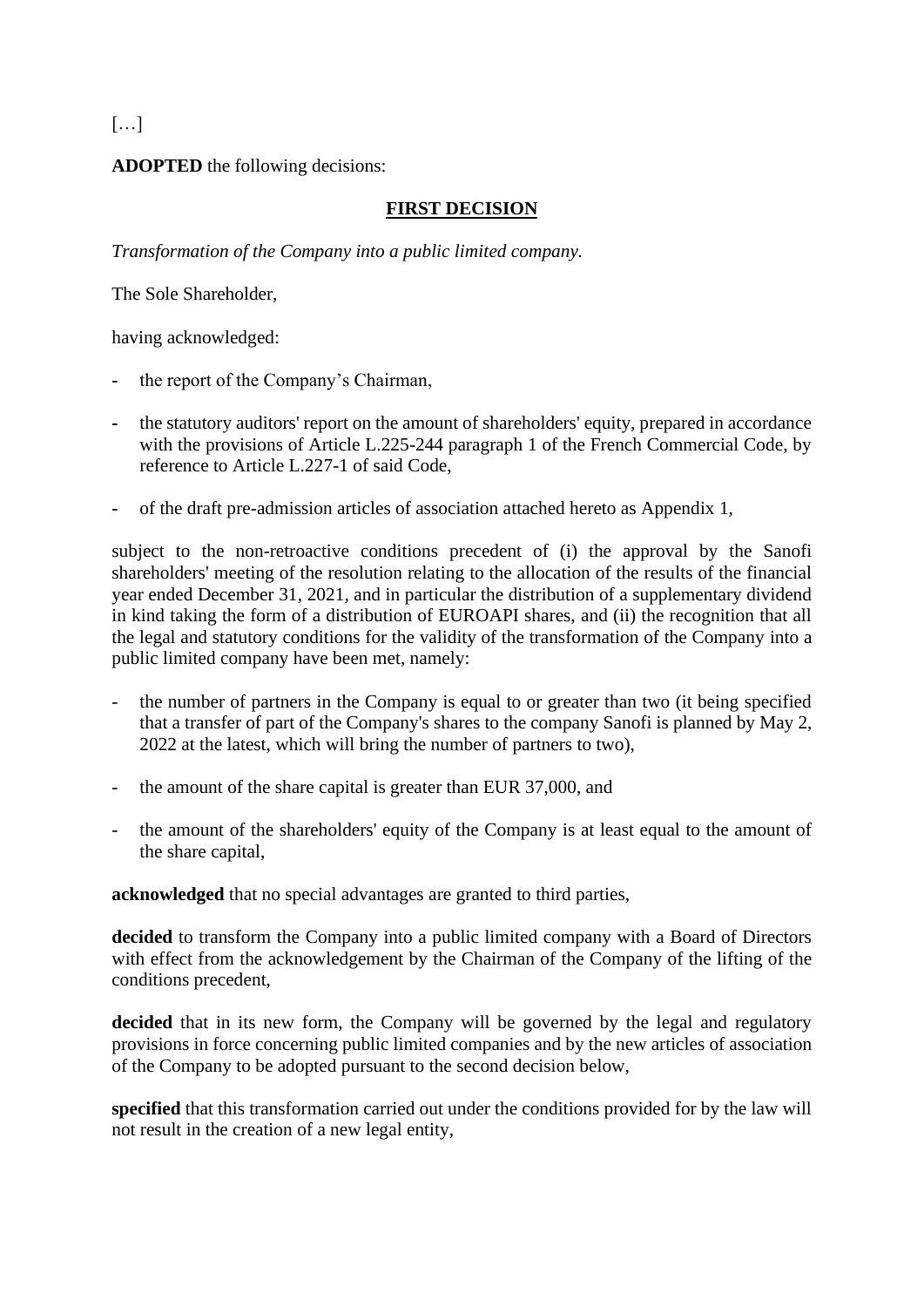[…]

**ADOPTED** the following decisions:

## FIRST DECISION

*Transformation of the Company into a public limited company.*

The Sole Shareholder,

having acknowledged:

- the report of the Company's Chairman,
- the statutory auditors' report on the amount of shareholders' equity, prepared in accordance with the provisions of Article L.225-244 paragraph 1 of the French Commercial Code, by reference to Article L.227-1 of said Code,
- of the draft pre-admission articles of association attached hereto as Appendix 1,

subject to the non-retroactive conditions precedent of (i) the approval by the Sanofi shareholders' meeting of the resolution relating to the allocation of the results of the financial year ended December 31, 2021, and in particular the distribution of a supplementary dividend in kind taking the form of a distribution of EUROAPI shares, and (ii) the recognition that all the legal and statutory conditions for the validity of the transformation of the Company into a public limited company have been met, namely:

- the number of partners in the Company is equal to or greater than two (it being specified that a transfer of part of the Company's shares to the company Sanofi is planned by May 2, 2022 at the latest, which will bring the number of partners to two),
- the amount of the share capital is greater than EUR 37,000, and
- the amount of the shareholders' equity of the Company is at least equal to the amount of the share capital,

**acknowledged** that no special advantages are granted to third parties,

**decided** to transform the Company into a public limited company with a Board of Directors with effect from the acknowledgement by the Chairman of the Company of the lifting of the conditions precedent,

**decided** that in its new form, the Company will be governed by the legal and regulatory provisions in force concerning public limited companies and by the new articles of association of the Company to be adopted pursuant to the second decision below,

**specified** that this transformation carried out under the conditions provided for by the law will not result in the creation of a new legal entity,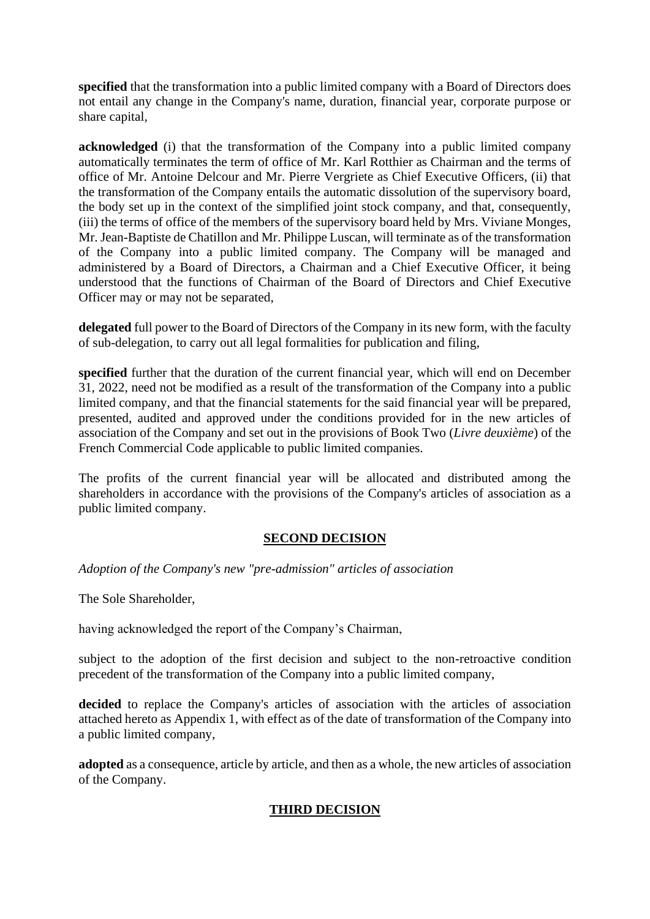**specified** that the transformation into a public limited company with a Board of Directors does not entail any change in the Company's name, duration, financial year, corporate purpose or share capital,

**acknowledged** (i) that the transformation of the Company into a public limited company automatically terminates the term of office of Mr. Karl Rotthier as Chairman and the terms of office of Mr. Antoine Delcour and Mr. Pierre Vergriete as Chief Executive Officers, (ii) that the transformation of the Company entails the automatic dissolution of the supervisory board, the body set up in the context of the simplified joint stock company, and that, consequently, (iii) the terms of office of the members of the supervisory board held by Mrs. Viviane Monges, Mr. Jean-Baptiste de Chatillon and Mr. Philippe Luscan, will terminate as of the transformation of the Company into a public limited company. The Company will be managed and administered by a Board of Directors, a Chairman and a Chief Executive Officer, it being understood that the functions of Chairman of the Board of Directors and Chief Executive Officer may or may not be separated,

**delegated** full power to the Board of Directors of the Company in its new form, with the faculty of sub-delegation, to carry out all legal formalities for publication and filing,

**specified** further that the duration of the current financial year, which will end on December 31, 2022, need not be modified as a result of the transformation of the Company into a public limited company, and that the financial statements for the said financial year will be prepared, presented, audited and approved under the conditions provided for in the new articles of association of the Company and set out in the provisions of Book Two (*Livre deuxième*) of the French Commercial Code applicable to public limited companies.

The profits of the current financial year will be allocated and distributed among the shareholders in accordance with the provisions of the Company's articles of association as a public limited company.

## SECOND DECISION

*Adoption of the Company's new "pre-admission" articles of association*

The Sole Shareholder,

having acknowledged the report of the Company's Chairman,

subject to the adoption of the first decision and subject to the non-retroactive condition precedent of the transformation of the Company into a public limited company,

**decided** to replace the Company's articles of association with the articles of association attached hereto as Appendix 1, with effect as of the date of transformation of the Company into a public limited company,

**adopted** as a consequence, article by article, and then as a whole, the new articles of association of the Company.

## THIRD DECISION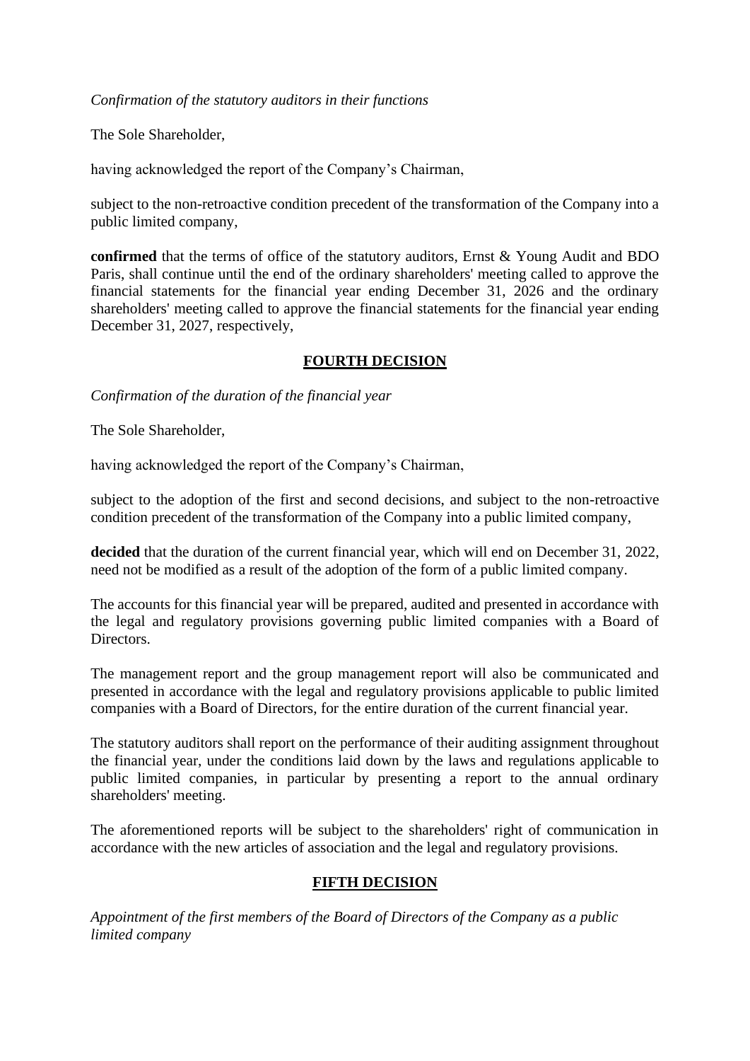*Confirmation of the statutory auditors in their functions*

The Sole Shareholder,

having acknowledged the report of the Company's Chairman,

subject to the non-retroactive condition precedent of the transformation of the Company into a public limited company,

**confirmed** that the terms of office of the statutory auditors, Ernst & Young Audit and BDO Paris, shall continue until the end of the ordinary shareholders' meeting called to approve the financial statements for the financial year ending December 31, 2026 and the ordinary shareholders' meeting called to approve the financial statements for the financial year ending December 31, 2027, respectively,

## FOURTH DECISION

*Confirmation of the duration of the financial year*

The Sole Shareholder,

having acknowledged the report of the Company's Chairman,

subject to the adoption of the first and second decisions, and subject to the non-retroactive condition precedent of the transformation of the Company into a public limited company,

**decided** that the duration of the current financial year, which will end on December 31, 2022, need not be modified as a result of the adoption of the form of a public limited company.

The accounts for this financial year will be prepared, audited and presented in accordance with the legal and regulatory provisions governing public limited companies with a Board of Directors.

The management report and the group management report will also be communicated and presented in accordance with the legal and regulatory provisions applicable to public limited companies with a Board of Directors, for the entire duration of the current financial year.

The statutory auditors shall report on the performance of their auditing assignment throughout the financial year, under the conditions laid down by the laws and regulations applicable to public limited companies, in particular by presenting a report to the annual ordinary shareholders' meeting.

The aforementioned reports will be subject to the shareholders' right of communication in accordance with the new articles of association and the legal and regulatory provisions.

## FIFTH DECISION

*Appointment of the first members of the Board of Directors of the Company as a public limited company*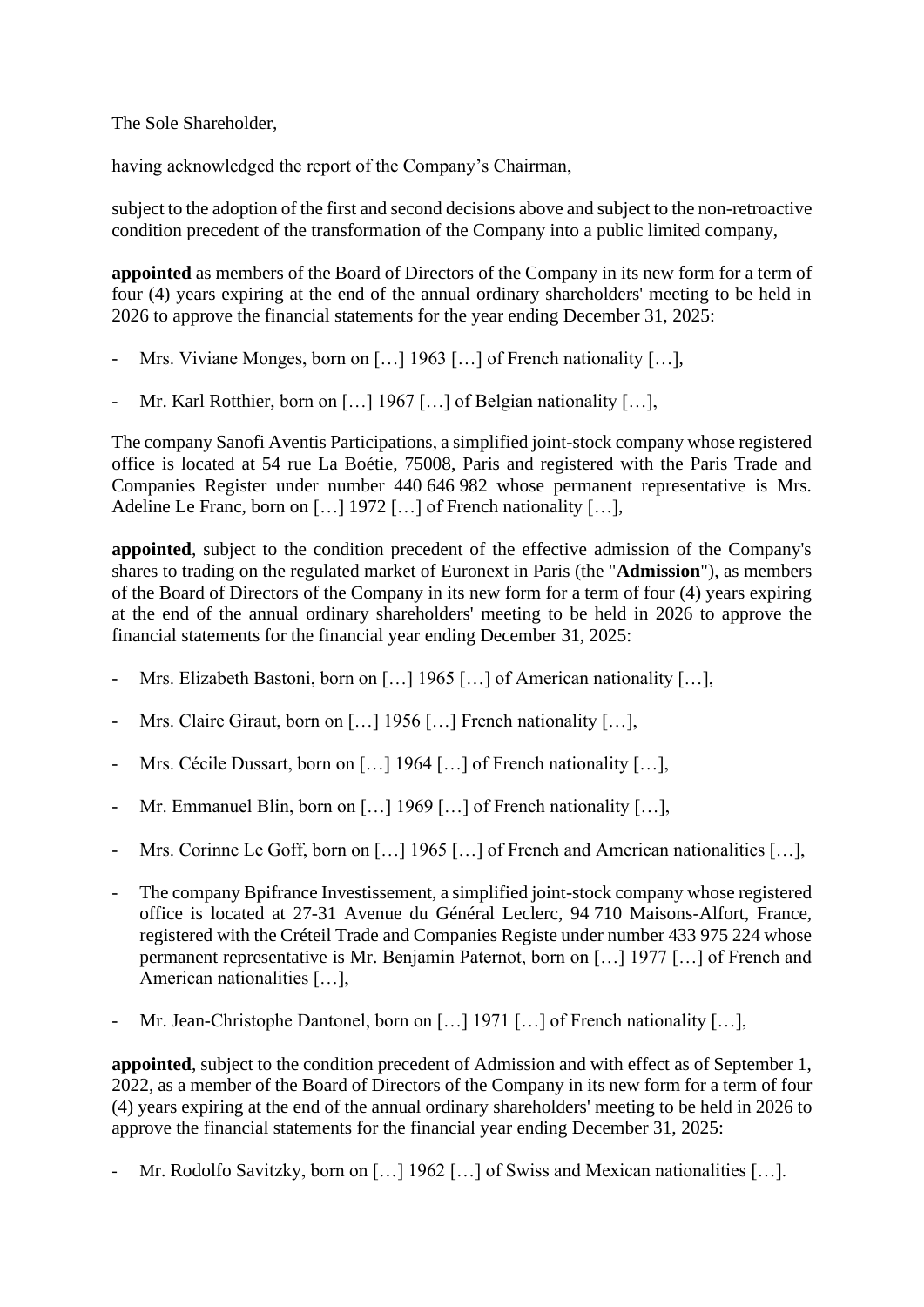The Sole Shareholder,

having acknowledged the report of the Company's Chairman,

subject to the adoption of the first and second decisions above and subject to the non-retroactive condition precedent of the transformation of the Company into a public limited company,

**appointed** as members of the Board of Directors of the Company in its new form for a term of four (4) years expiring at the end of the annual ordinary shareholders' meeting to be held in 2026 to approve the financial statements for the year ending December 31, 2025:

- Mrs. Viviane Monges, born on […] 1963 […] of French nationality […],
- Mr. Karl Rotthier, born on […] 1967 […] of Belgian nationality […],

The company Sanofi Aventis Participations, a simplified joint-stock company whose registered office is located at 54 rue La Boétie, 75008, Paris and registered with the Paris Trade and Companies Register under number 440 646 982 whose permanent representative is Mrs. Adeline Le Franc, born on […] 1972 […] of French nationality […],

**appointed**, subject to the condition precedent of the effective admission of the Company's shares to trading on the regulated market of Euronext in Paris (the "**Admission**"), as members of the Board of Directors of the Company in its new form for a term of four (4) years expiring at the end of the annual ordinary shareholders' meeting to be held in 2026 to approve the financial statements for the financial year ending December 31, 2025:

- Mrs. Elizabeth Bastoni, born on […] 1965 […] of American nationality […],
- Mrs. Claire Giraut, born on […] 1956 […] French nationality […],
- Mrs. Cécile Dussart, born on […] 1964 […] of French nationality […],
- Mr. Emmanuel Blin, born on […] 1969 […] of French nationality […],
- Mrs. Corinne Le Goff, born on […] 1965 […] of French and American nationalities […],
- The company Bpifrance Investissement, a simplified joint-stock company whose registered office is located at 27-31 Avenue du Général Leclerc, 94 710 Maisons-Alfort, France, registered with the Créteil Trade and Companies Registe under number 433 975 224 whose permanent representative is Mr. Benjamin Paternot, born on […] 1977 […] of French and American nationalities […],
- Mr. Jean-Christophe Dantonel, born on […] 1971 […] of French nationality […],

**appointed**, subject to the condition precedent of Admission and with effect as of September 1, 2022, as a member of the Board of Directors of the Company in its new form for a term of four (4) years expiring at the end of the annual ordinary shareholders' meeting to be held in 2026 to approve the financial statements for the financial year ending December 31, 2025:

- Mr. Rodolfo Savitzky, born on […] 1962 […] of Swiss and Mexican nationalities […].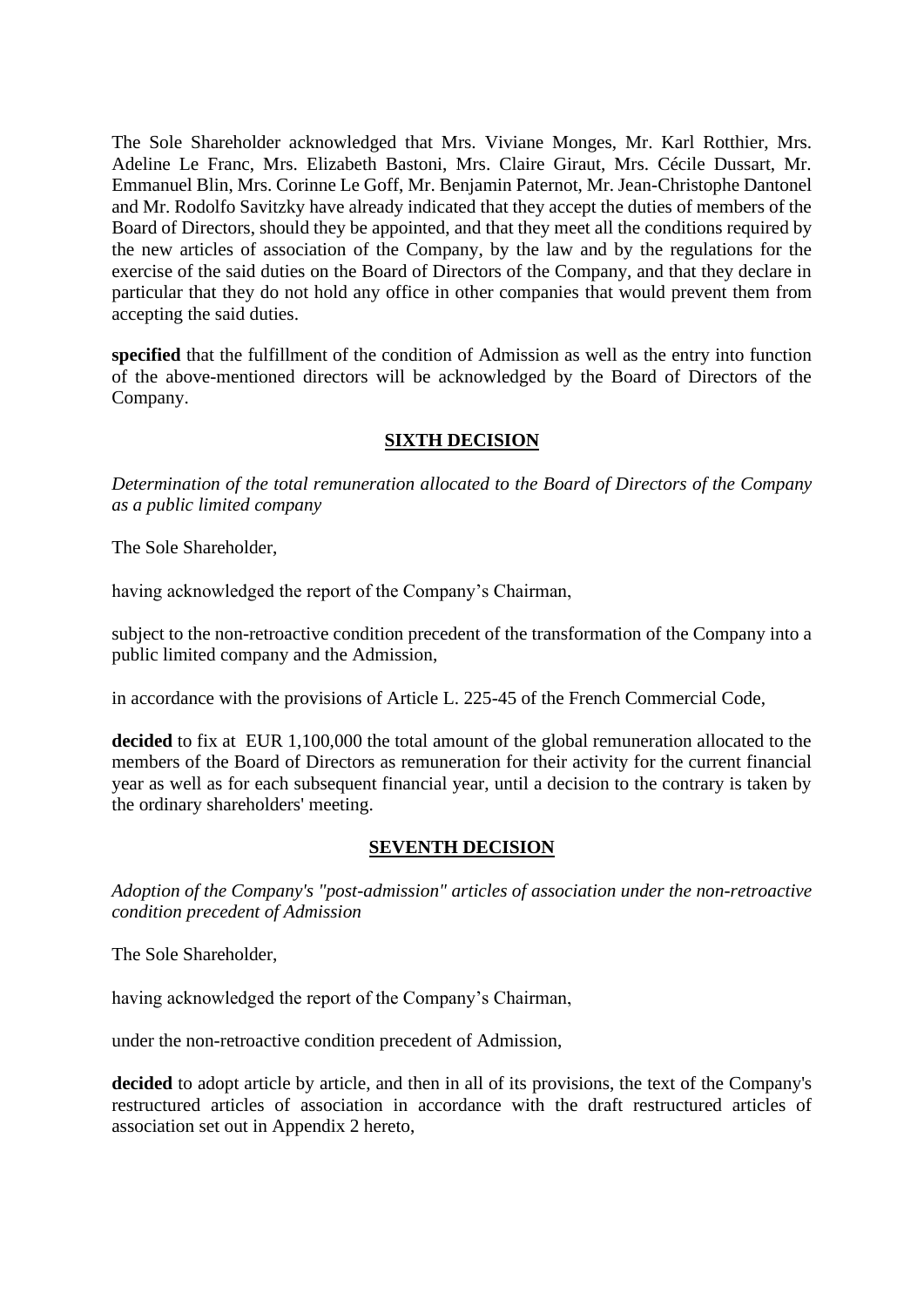The Sole Shareholder acknowledged that Mrs. Viviane Monges, Mr. Karl Rotthier, Mrs. Adeline Le Franc, Mrs. Elizabeth Bastoni, Mrs. Claire Giraut, Mrs. Cécile Dussart, Mr. Emmanuel Blin, Mrs. Corinne Le Goff, Mr. Benjamin Paternot, Mr. Jean-Christophe Dantonel and Mr. Rodolfo Savitzky have already indicated that they accept the duties of members of the Board of Directors, should they be appointed, and that they meet all the conditions required by the new articles of association of the Company, by the law and by the regulations for the exercise of the said duties on the Board of Directors of the Company, and that they declare in particular that they do not hold any office in other companies that would prevent them from accepting the said duties.

**specified** that the fulfillment of the condition of Admission as well as the entry into function of the above-mentioned directors will be acknowledged by the Board of Directors of the Company.

## SIXTH DECISION

*Determination of the total remuneration allocated to the Board of Directors of the Company as a public limited company*

The Sole Shareholder,

having acknowledged the report of the Company's Chairman,

subject to the non-retroactive condition precedent of the transformation of the Company into a public limited company and the Admission,

in accordance with the provisions of Article L. 225-45 of the French Commercial Code,

**decided** to fix at EUR 1,100,000 the total amount of the global remuneration allocated to the members of the Board of Directors as remuneration for their activity for the current financial year as well as for each subsequent financial year, until a decision to the contrary is taken by the ordinary shareholders' meeting.

## SEVENTH DECISION

*Adoption of the Company's "post-admission" articles of association under the non-retroactive condition precedent of Admission*

The Sole Shareholder,

having acknowledged the report of the Company's Chairman,

under the non-retroactive condition precedent of Admission,

**decided** to adopt article by article, and then in all of its provisions, the text of the Company's restructured articles of association in accordance with the draft restructured articles of association set out in Appendix 2 hereto,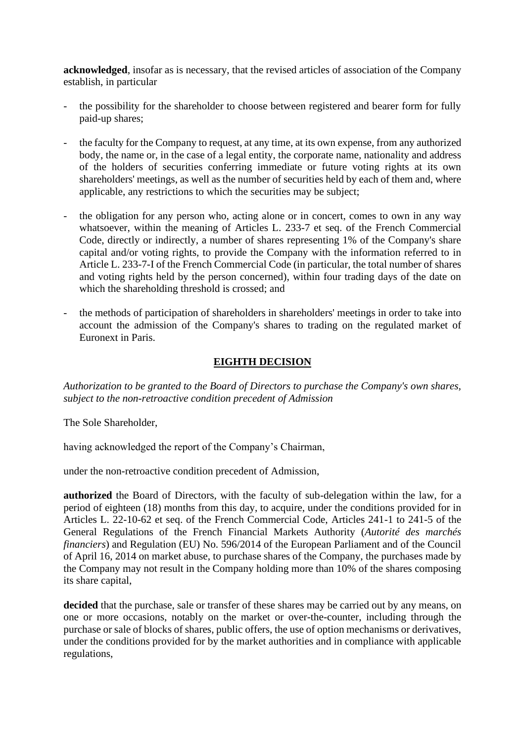**acknowledged**, insofar as is necessary, that the revised articles of association of the Company establish, in particular

- the possibility for the shareholder to choose between registered and bearer form for fully paid-up shares;
- the faculty for the Company to request, at any time, at its own expense, from any authorized body, the name or, in the case of a legal entity, the corporate name, nationality and address of the holders of securities conferring immediate or future voting rights at its own shareholders' meetings, as well as the number of securities held by each of them and, where applicable, any restrictions to which the securities may be subject;
- the obligation for any person who, acting alone or in concert, comes to own in any way whatsoever, within the meaning of Articles L. 233-7 et seq. of the French Commercial Code, directly or indirectly, a number of shares representing 1% of the Company's share capital and/or voting rights, to provide the Company with the information referred to in Article L. 233-7-I of the French Commercial Code (in particular, the total number of shares and voting rights held by the person concerned), within four trading days of the date on which the shareholding threshold is crossed; and
- the methods of participation of shareholders in shareholders' meetings in order to take into account the admission of the Company's shares to trading on the regulated market of Euronext in Paris.

## EIGHTH DECISION

*Authorization to be granted to the Board of Directors to purchase the Company's own shares, subject to the non-retroactive condition precedent of Admission*

The Sole Shareholder,

having acknowledged the report of the Company's Chairman,

under the non-retroactive condition precedent of Admission,

**authorized** the Board of Directors, with the faculty of sub-delegation within the law, for a period of eighteen (18) months from this day, to acquire, under the conditions provided for in Articles L. 22-10-62 et seq. of the French Commercial Code, Articles 241-1 to 241-5 of the General Regulations of the French Financial Markets Authority (*Autorité des marchés financiers*) and Regulation (EU) No. 596/2014 of the European Parliament and of the Council of April 16, 2014 on market abuse, to purchase shares of the Company, the purchases made by the Company may not result in the Company holding more than 10% of the shares composing its share capital,

**decided** that the purchase, sale or transfer of these shares may be carried out by any means, on one or more occasions, notably on the market or over-the-counter, including through the purchase or sale of blocks of shares, public offers, the use of option mechanisms or derivatives, under the conditions provided for by the market authorities and in compliance with applicable regulations,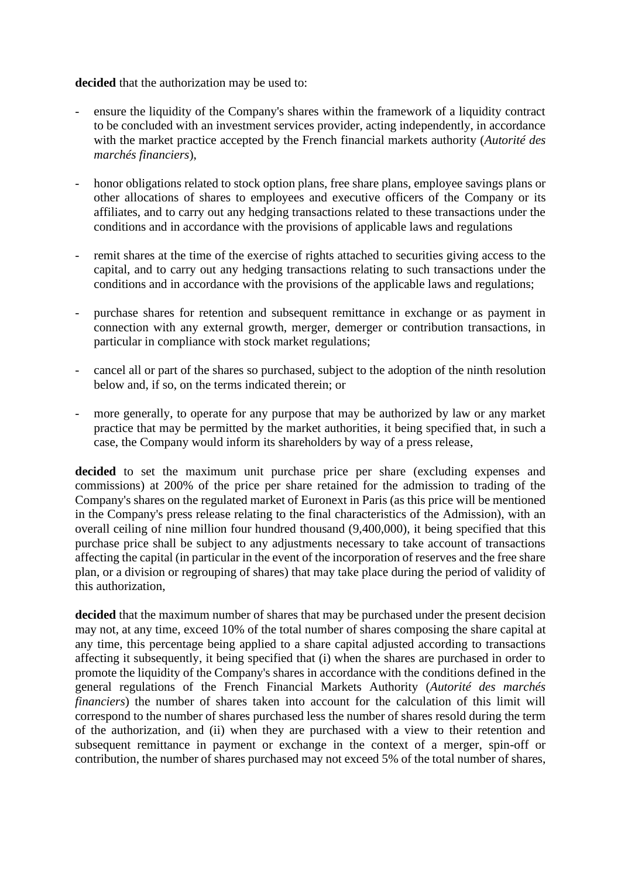**decided** that the authorization may be used to:

- ensure the liquidity of the Company's shares within the framework of a liquidity contract to be concluded with an investment services provider, acting independently, in accordance with the market practice accepted by the French financial markets authority (*Autorité des marchés financiers*),

- honor obligations related to stock option plans, free share plans, employee savings plans or other allocations of shares to employees and executive officers of the Company or its affiliates, and to carry out any hedging transactions related to these transactions under the conditions and in accordance with the provisions of applicable laws and regulations

- remit shares at the time of the exercise of rights attached to securities giving access to the capital, and to carry out any hedging transactions relating to such transactions under the conditions and in accordance with the provisions of the applicable laws and regulations;

- purchase shares for retention and subsequent remittance in exchange or as payment in connection with any external growth, merger, demerger or contribution transactions, in particular in compliance with stock market regulations;

- cancel all or part of the shares so purchased, subject to the adoption of the ninth resolution below and, if so, on the terms indicated therein; or

- more generally, to operate for any purpose that may be authorized by law or any market practice that may be permitted by the market authorities, it being specified that, in such a case, the Company would inform its shareholders by way of a press release,

**decided** to set the maximum unit purchase price per share (excluding expenses and commissions) at 200% of the price per share retained for the admission to trading of the Company's shares on the regulated market of Euronext in Paris (as this price will be mentioned in the Company's press release relating to the final characteristics of the Admission), with an overall ceiling of nine million four hundred thousand (9,400,000), it being specified that this purchase price shall be subject to any adjustments necessary to take account of transactions affecting the capital (in particular in the event of the incorporation of reserves and the free share plan, or a division or regrouping of shares) that may take place during the period of validity of this authorization,

**decided** that the maximum number of shares that may be purchased under the present decision may not, at any time, exceed 10% of the total number of shares composing the share capital at any time, this percentage being applied to a share capital adjusted according to transactions affecting it subsequently, it being specified that (i) when the shares are purchased in order to promote the liquidity of the Company's shares in accordance with the conditions defined in the general regulations of the French Financial Markets Authority (*Autorité des marchés financiers*) the number of shares taken into account for the calculation of this limit will correspond to the number of shares purchased less the number of shares resold during the term of the authorization, and (ii) when they are purchased with a view to their retention and subsequent remittance in payment or exchange in the context of a merger, spin-off or contribution, the number of shares purchased may not exceed 5% of the total number of shares,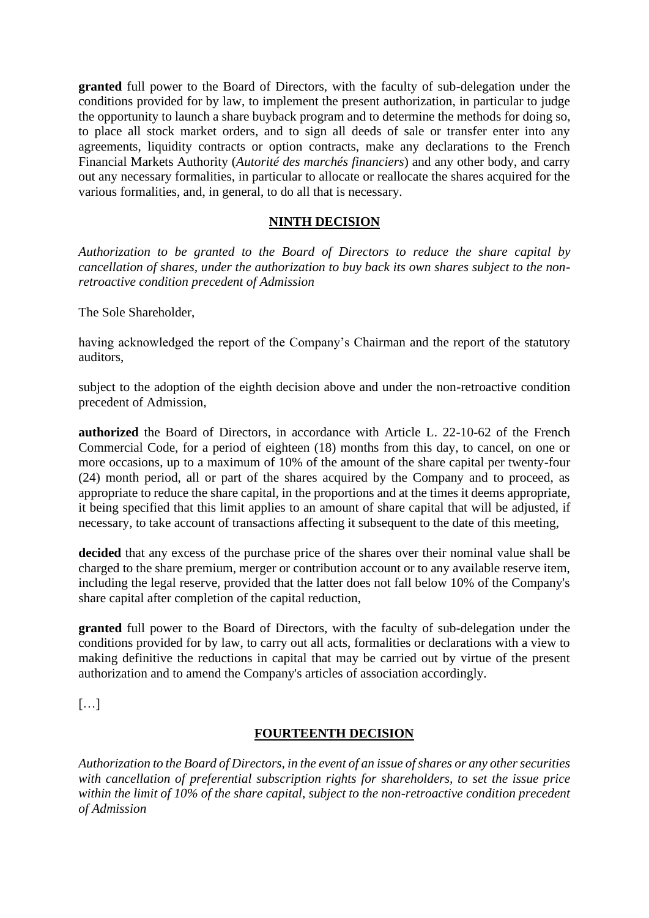**granted** full power to the Board of Directors, with the faculty of sub-delegation under the conditions provided for by law, to implement the present authorization, in particular to judge the opportunity to launch a share buyback program and to determine the methods for doing so, to place all stock market orders, and to sign all deeds of sale or transfer enter into any agreements, liquidity contracts or option contracts, make any declarations to the French Financial Markets Authority (*Autorité des marchés financiers*) and any other body, and carry out any necessary formalities, in particular to allocate or reallocate the shares acquired for the various formalities, and, in general, to do all that is necessary.

## NINTH DECISION

*Authorization to be granted to the Board of Directors to reduce the share capital by cancellation of shares, under the authorization to buy back its own shares subject to the non-retroactive condition precedent of Admission*

The Sole Shareholder,

having acknowledged the report of the Company's Chairman and the report of the statutory auditors,

subject to the adoption of the eighth decision above and under the non-retroactive condition precedent of Admission,

**authorized** the Board of Directors, in accordance with Article L. 22-10-62 of the French Commercial Code, for a period of eighteen (18) months from this day, to cancel, on one or more occasions, up to a maximum of 10% of the amount of the share capital per twenty-four (24) month period, all or part of the shares acquired by the Company and to proceed, as appropriate to reduce the share capital, in the proportions and at the times it deems appropriate, it being specified that this limit applies to an amount of share capital that will be adjusted, if necessary, to take account of transactions affecting it subsequent to the date of this meeting,

**decided** that any excess of the purchase price of the shares over their nominal value shall be charged to the share premium, merger or contribution account or to any available reserve item, including the legal reserve, provided that the latter does not fall below 10% of the Company's share capital after completion of the capital reduction,

**granted** full power to the Board of Directors, with the faculty of sub-delegation under the conditions provided for by law, to carry out all acts, formalities or declarations with a view to making definitive the reductions in capital that may be carried out by virtue of the present authorization and to amend the Company's articles of association accordingly.

[…]

## FOURTEENTH DECISION

*Authorization to the Board of Directors, in the event of an issue of shares or any other securities with cancellation of preferential subscription rights for shareholders, to set the issue price within the limit of 10% of the share capital, subject to the non-retroactive condition precedent of Admission*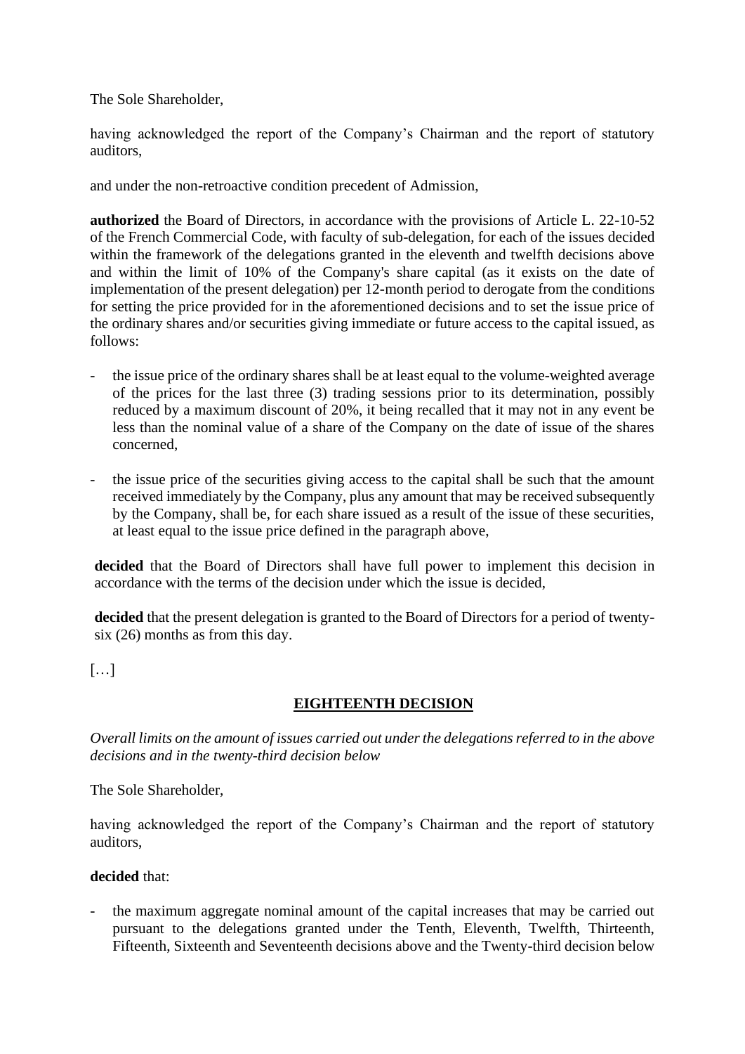The Sole Shareholder,

having acknowledged the report of the Company's Chairman and the report of statutory auditors,

and under the non-retroactive condition precedent of Admission,

**authorized** the Board of Directors, in accordance with the provisions of Article L. 22-10-52 of the French Commercial Code, with faculty of sub-delegation, for each of the issues decided within the framework of the delegations granted in the eleventh and twelfth decisions above and within the limit of 10% of the Company's share capital (as it exists on the date of implementation of the present delegation) per 12-month period to derogate from the conditions for setting the price provided for in the aforementioned decisions and to set the issue price of the ordinary shares and/or securities giving immediate or future access to the capital issued, as follows:

- the issue price of the ordinary shares shall be at least equal to the volume-weighted average of the prices for the last three (3) trading sessions prior to its determination, possibly reduced by a maximum discount of 20%, it being recalled that it may not in any event be less than the nominal value of a share of the Company on the date of issue of the shares concerned,
- the issue price of the securities giving access to the capital shall be such that the amount received immediately by the Company, plus any amount that may be received subsequently by the Company, shall be, for each share issued as a result of the issue of these securities, at least equal to the issue price defined in the paragraph above,

**decided** that the Board of Directors shall have full power to implement this decision in accordance with the terms of the decision under which the issue is decided,

**decided** that the present delegation is granted to the Board of Directors for a period of twenty-six (26) months as from this day.

[…]

## EIGHTEENTH DECISION

*Overall limits on the amount of issues carried out under the delegations referred to in the above decisions and in the twenty-third decision below*

The Sole Shareholder,

having acknowledged the report of the Company's Chairman and the report of statutory auditors,

**decided** that:

- the maximum aggregate nominal amount of the capital increases that may be carried out pursuant to the delegations granted under the Tenth, Eleventh, Twelfth, Thirteenth, Fifteenth, Sixteenth and Seventeenth decisions above and the Twenty-third decision below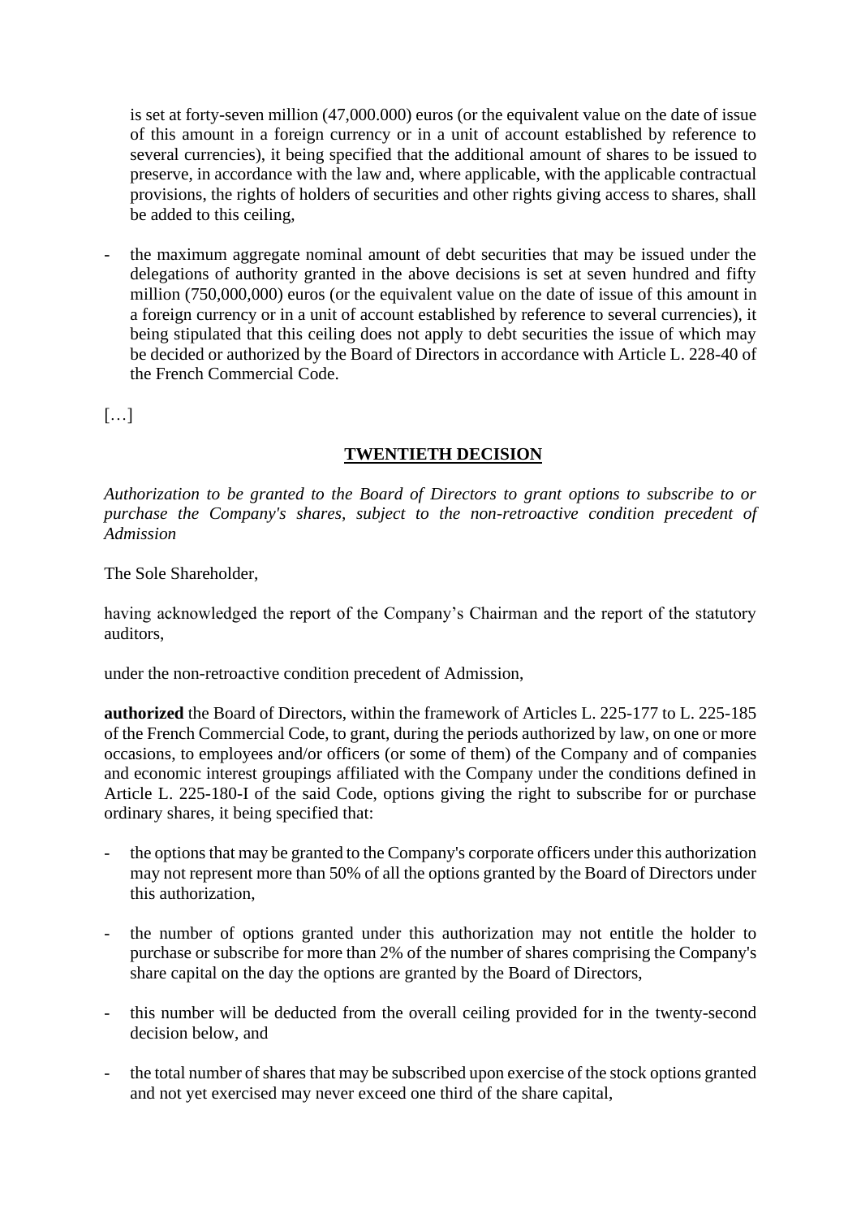is set at forty-seven million (47,000.000) euros (or the equivalent value on the date of issue of this amount in a foreign currency or in a unit of account established by reference to several currencies), it being specified that the additional amount of shares to be issued to preserve, in accordance with the law and, where applicable, with the applicable contractual provisions, the rights of holders of securities and other rights giving access to shares, shall be added to this ceiling,

- the maximum aggregate nominal amount of debt securities that may be issued under the delegations of authority granted in the above decisions is set at seven hundred and fifty million (750,000,000) euros (or the equivalent value on the date of issue of this amount in a foreign currency or in a unit of account established by reference to several currencies), it being stipulated that this ceiling does not apply to debt securities the issue of which may be decided or authorized by the Board of Directors in accordance with Article L. 228-40 of the French Commercial Code.

[…]

## TWENTIETH DECISION

*Authorization to be granted to the Board of Directors to grant options to subscribe to or purchase the Company's shares, subject to the non-retroactive condition precedent of Admission*

The Sole Shareholder,

having acknowledged the report of the Company's Chairman and the report of the statutory auditors,

under the non-retroactive condition precedent of Admission,

**authorized** the Board of Directors, within the framework of Articles L. 225-177 to L. 225-185 of the French Commercial Code, to grant, during the periods authorized by law, on one or more occasions, to employees and/or officers (or some of them) of the Company and of companies and economic interest groupings affiliated with the Company under the conditions defined in Article L. 225-180-I of the said Code, options giving the right to subscribe for or purchase ordinary shares, it being specified that:

- the options that may be granted to the Company's corporate officers under this authorization may not represent more than 50% of all the options granted by the Board of Directors under this authorization,

- the number of options granted under this authorization may not entitle the holder to purchase or subscribe for more than 2% of the number of shares comprising the Company's share capital on the day the options are granted by the Board of Directors,

- this number will be deducted from the overall ceiling provided for in the twenty-second decision below, and

- the total number of shares that may be subscribed upon exercise of the stock options granted and not yet exercised may never exceed one third of the share capital,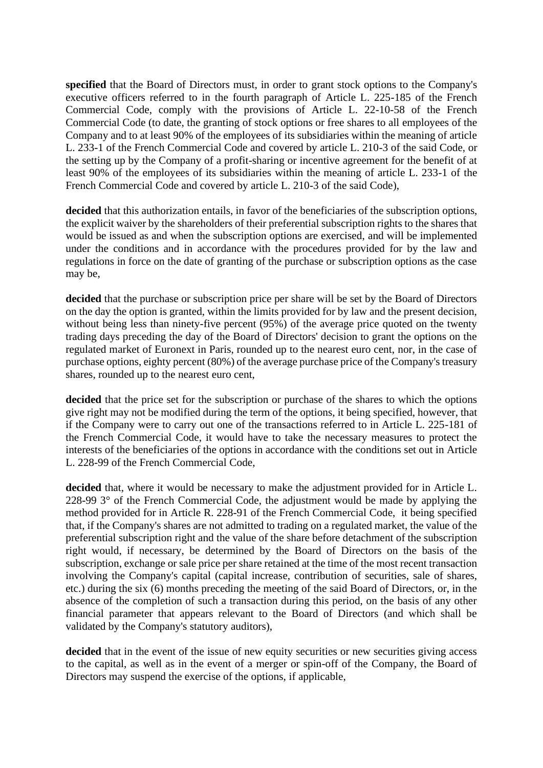**specified** that the Board of Directors must, in order to grant stock options to the Company's executive officers referred to in the fourth paragraph of Article L. 225-185 of the French Commercial Code, comply with the provisions of Article L. 22-10-58 of the French Commercial Code (to date, the granting of stock options or free shares to all employees of the Company and to at least 90% of the employees of its subsidiaries within the meaning of article L. 233-1 of the French Commercial Code and covered by article L. 210-3 of the said Code, or the setting up by the Company of a profit-sharing or incentive agreement for the benefit of at least 90% of the employees of its subsidiaries within the meaning of article L. 233-1 of the French Commercial Code and covered by article L. 210-3 of the said Code),

**decided** that this authorization entails, in favor of the beneficiaries of the subscription options, the explicit waiver by the shareholders of their preferential subscription rights to the shares that would be issued as and when the subscription options are exercised, and will be implemented under the conditions and in accordance with the procedures provided for by the law and regulations in force on the date of granting of the purchase or subscription options as the case may be,

**decided** that the purchase or subscription price per share will be set by the Board of Directors on the day the option is granted, within the limits provided for by law and the present decision, without being less than ninety-five percent (95%) of the average price quoted on the twenty trading days preceding the day of the Board of Directors' decision to grant the options on the regulated market of Euronext in Paris, rounded up to the nearest euro cent, nor, in the case of purchase options, eighty percent (80%) of the average purchase price of the Company's treasury shares, rounded up to the nearest euro cent,

**decided** that the price set for the subscription or purchase of the shares to which the options give right may not be modified during the term of the options, it being specified, however, that if the Company were to carry out one of the transactions referred to in Article L. 225-181 of the French Commercial Code, it would have to take the necessary measures to protect the interests of the beneficiaries of the options in accordance with the conditions set out in Article L. 228-99 of the French Commercial Code,

**decided** that, where it would be necessary to make the adjustment provided for in Article L. 228-99 3° of the French Commercial Code, the adjustment would be made by applying the method provided for in Article R. 228-91 of the French Commercial Code, it being specified that, if the Company's shares are not admitted to trading on a regulated market, the value of the preferential subscription right and the value of the share before detachment of the subscription right would, if necessary, be determined by the Board of Directors on the basis of the subscription, exchange or sale price per share retained at the time of the most recent transaction involving the Company's capital (capital increase, contribution of securities, sale of shares, etc.) during the six (6) months preceding the meeting of the said Board of Directors, or, in the absence of the completion of such a transaction during this period, on the basis of any other financial parameter that appears relevant to the Board of Directors (and which shall be validated by the Company's statutory auditors),

**decided** that in the event of the issue of new equity securities or new securities giving access to the capital, as well as in the event of a merger or spin-off of the Company, the Board of Directors may suspend the exercise of the options, if applicable,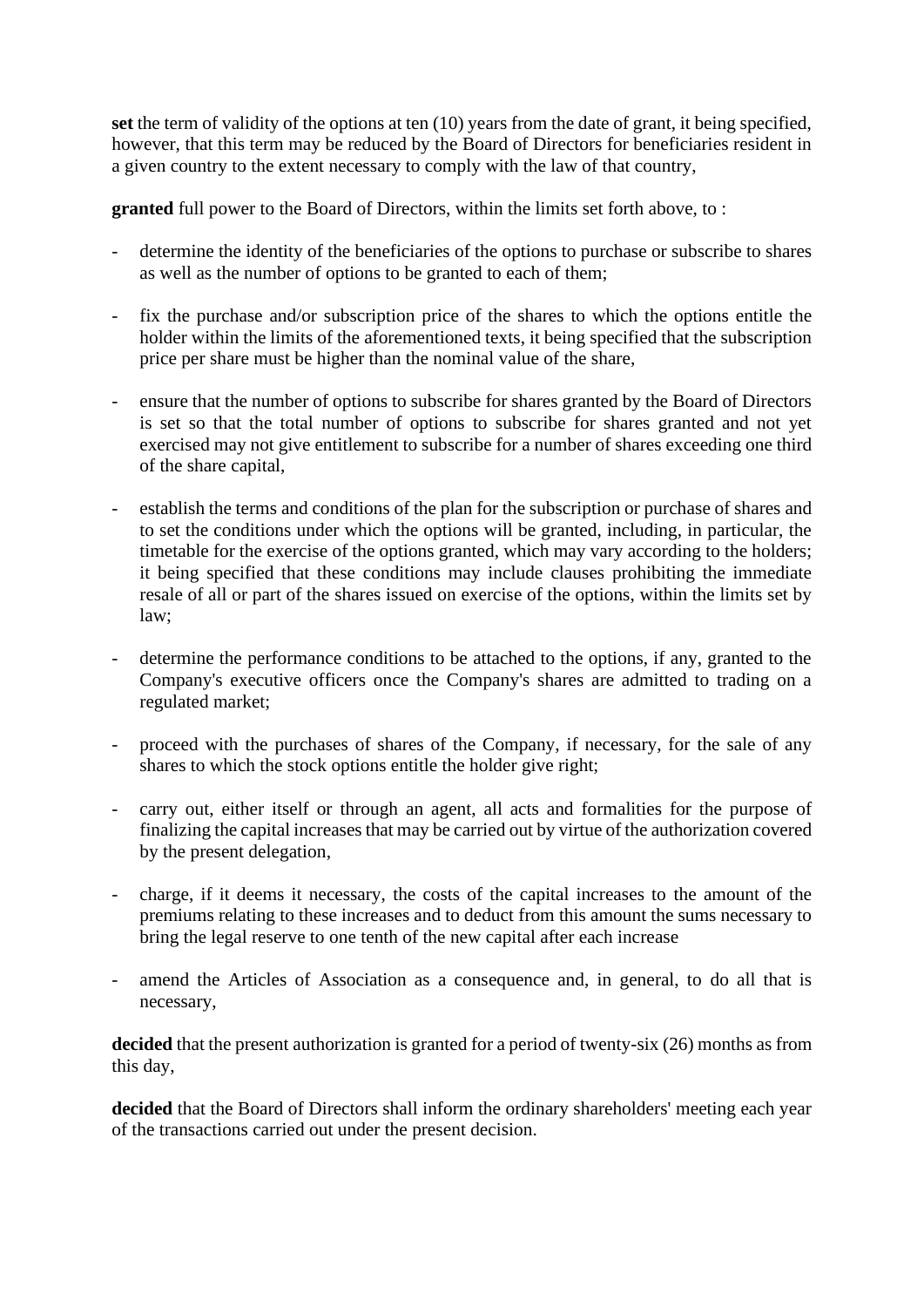**set** the term of validity of the options at ten (10) years from the date of grant, it being specified, however, that this term may be reduced by the Board of Directors for beneficiaries resident in a given country to the extent necessary to comply with the law of that country,

**granted** full power to the Board of Directors, within the limits set forth above, to :

- determine the identity of the beneficiaries of the options to purchase or subscribe to shares as well as the number of options to be granted to each of them;
- fix the purchase and/or subscription price of the shares to which the options entitle the holder within the limits of the aforementioned texts, it being specified that the subscription price per share must be higher than the nominal value of the share,
- ensure that the number of options to subscribe for shares granted by the Board of Directors is set so that the total number of options to subscribe for shares granted and not yet exercised may not give entitlement to subscribe for a number of shares exceeding one third of the share capital,
- establish the terms and conditions of the plan for the subscription or purchase of shares and to set the conditions under which the options will be granted, including, in particular, the timetable for the exercise of the options granted, which may vary according to the holders; it being specified that these conditions may include clauses prohibiting the immediate resale of all or part of the shares issued on exercise of the options, within the limits set by law;
- determine the performance conditions to be attached to the options, if any, granted to the Company's executive officers once the Company's shares are admitted to trading on a regulated market;
- proceed with the purchases of shares of the Company, if necessary, for the sale of any shares to which the stock options entitle the holder give right;
- carry out, either itself or through an agent, all acts and formalities for the purpose of finalizing the capital increases that may be carried out by virtue of the authorization covered by the present delegation,
- charge, if it deems it necessary, the costs of the capital increases to the amount of the premiums relating to these increases and to deduct from this amount the sums necessary to bring the legal reserve to one tenth of the new capital after each increase
- amend the Articles of Association as a consequence and, in general, to do all that is necessary,

**decided** that the present authorization is granted for a period of twenty-six (26) months as from this day,

**decided** that the Board of Directors shall inform the ordinary shareholders' meeting each year of the transactions carried out under the present decision.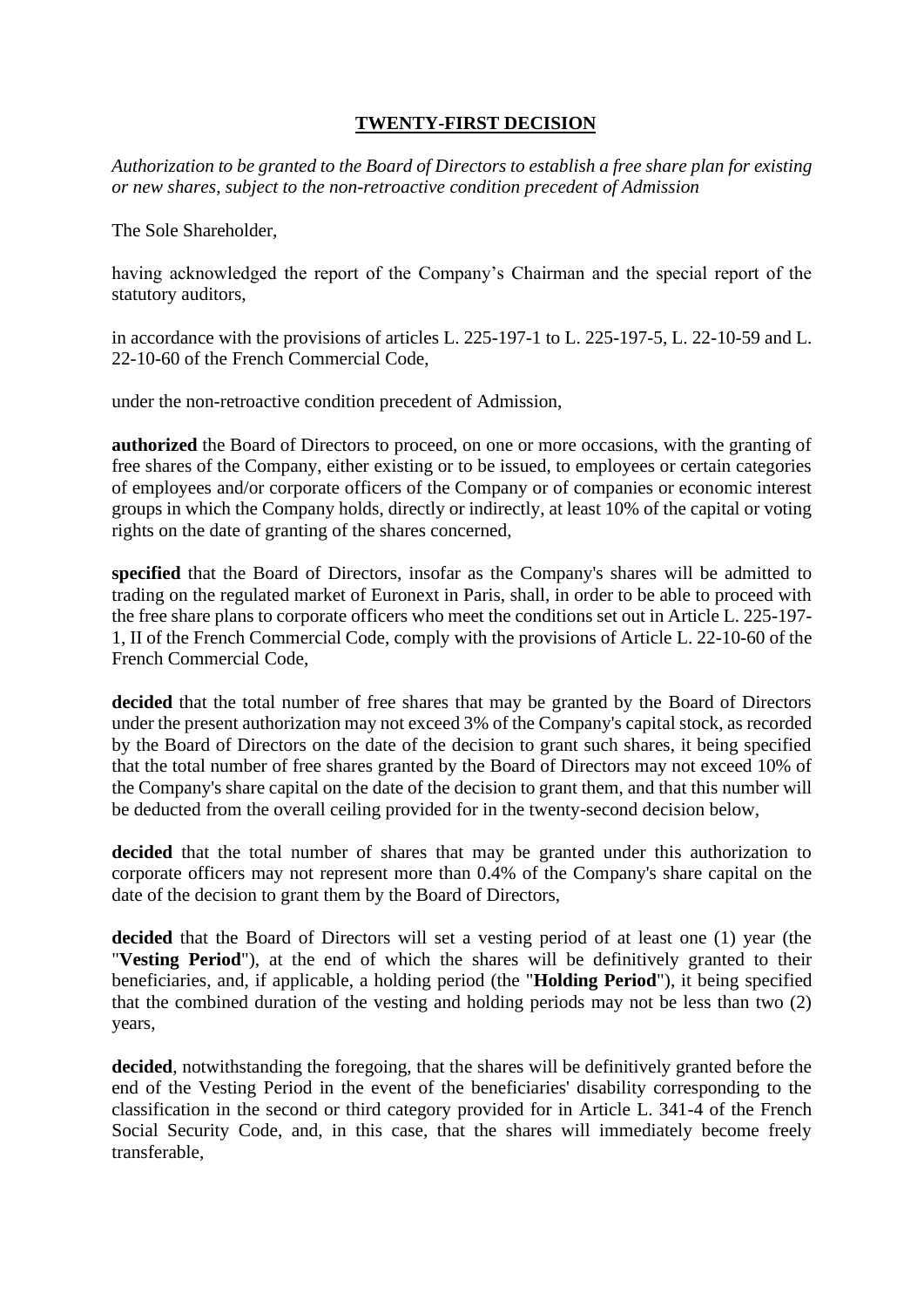## TWENTY-FIRST DECISION

*Authorization to be granted to the Board of Directors to establish a free share plan for existing or new shares, subject to the non-retroactive condition precedent of Admission*

The Sole Shareholder,

having acknowledged the report of the Company's Chairman and the special report of the statutory auditors,

in accordance with the provisions of articles L. 225-197-1 to L. 225-197-5, L. 22-10-59 and L. 22-10-60 of the French Commercial Code,

under the non-retroactive condition precedent of Admission,

**authorized** the Board of Directors to proceed, on one or more occasions, with the granting of free shares of the Company, either existing or to be issued, to employees or certain categories of employees and/or corporate officers of the Company or of companies or economic interest groups in which the Company holds, directly or indirectly, at least 10% of the capital or voting rights on the date of granting of the shares concerned,

**specified** that the Board of Directors, insofar as the Company's shares will be admitted to trading on the regulated market of Euronext in Paris, shall, in order to be able to proceed with the free share plans to corporate officers who meet the conditions set out in Article L. 225-197-1, II of the French Commercial Code, comply with the provisions of Article L. 22-10-60 of the French Commercial Code,

**decided** that the total number of free shares that may be granted by the Board of Directors under the present authorization may not exceed 3% of the Company's capital stock, as recorded by the Board of Directors on the date of the decision to grant such shares, it being specified that the total number of free shares granted by the Board of Directors may not exceed 10% of the Company's share capital on the date of the decision to grant them, and that this number will be deducted from the overall ceiling provided for in the twenty-second decision below,

**decided** that the total number of shares that may be granted under this authorization to corporate officers may not represent more than 0.4% of the Company's share capital on the date of the decision to grant them by the Board of Directors,

**decided** that the Board of Directors will set a vesting period of at least one (1) year (the "**Vesting Period**"), at the end of which the shares will be definitively granted to their beneficiaries, and, if applicable, a holding period (the "**Holding Period**"), it being specified that the combined duration of the vesting and holding periods may not be less than two (2) years,

**decided**, notwithstanding the foregoing, that the shares will be definitively granted before the end of the Vesting Period in the event of the beneficiaries' disability corresponding to the classification in the second or third category provided for in Article L. 341-4 of the French Social Security Code, and, in this case, that the shares will immediately become freely transferable,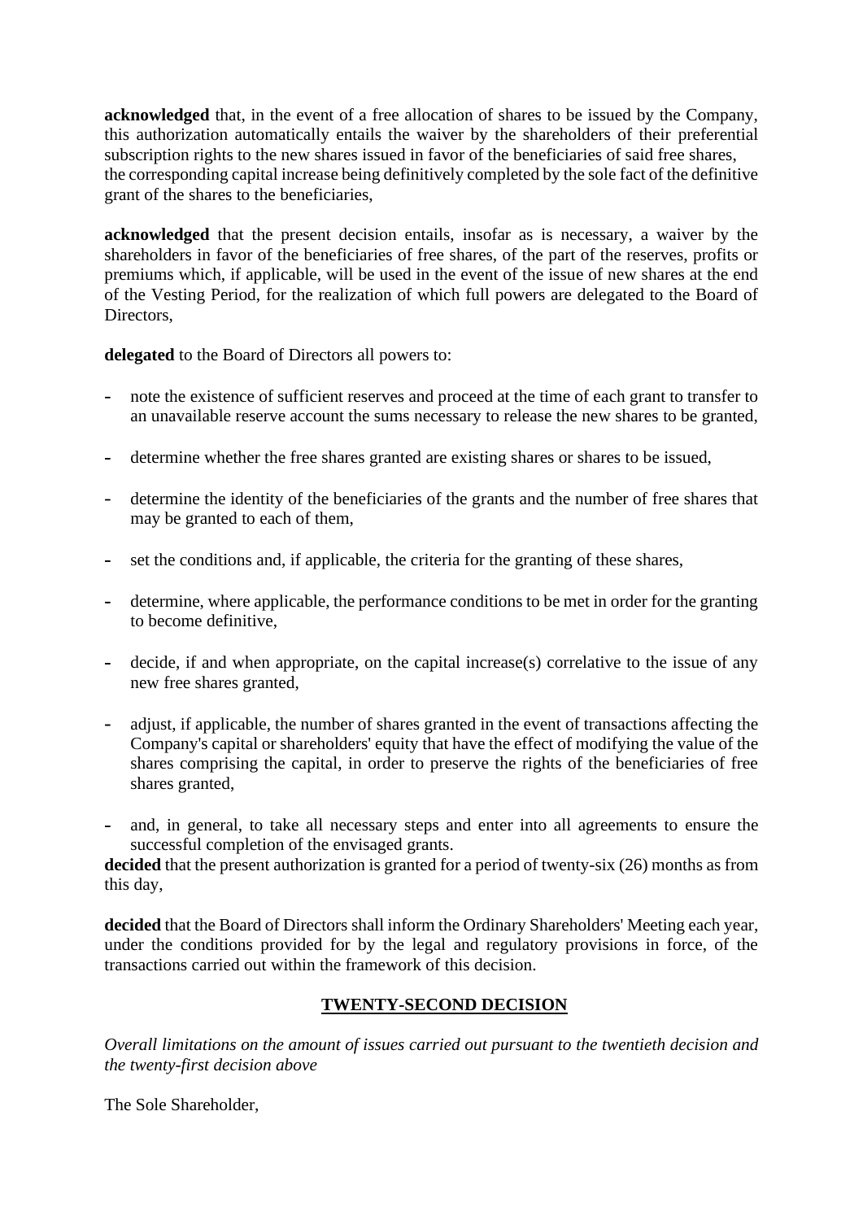**acknowledged** that, in the event of a free allocation of shares to be issued by the Company, this authorization automatically entails the waiver by the shareholders of their preferential subscription rights to the new shares issued in favor of the beneficiaries of said free shares, the corresponding capital increase being definitively completed by the sole fact of the definitive grant of the shares to the beneficiaries,

**acknowledged** that the present decision entails, insofar as is necessary, a waiver by the shareholders in favor of the beneficiaries of free shares, of the part of the reserves, profits or premiums which, if applicable, will be used in the event of the issue of new shares at the end of the Vesting Period, for the realization of which full powers are delegated to the Board of Directors,

**delegated** to the Board of Directors all powers to:

- note the existence of sufficient reserves and proceed at the time of each grant to transfer to an unavailable reserve account the sums necessary to release the new shares to be granted,
- determine whether the free shares granted are existing shares or shares to be issued,
- determine the identity of the beneficiaries of the grants and the number of free shares that may be granted to each of them,
- set the conditions and, if applicable, the criteria for the granting of these shares,
- determine, where applicable, the performance conditions to be met in order for the granting to become definitive,
- decide, if and when appropriate, on the capital increase(s) correlative to the issue of any new free shares granted,
- adjust, if applicable, the number of shares granted in the event of transactions affecting the Company's capital or shareholders' equity that have the effect of modifying the value of the shares comprising the capital, in order to preserve the rights of the beneficiaries of free shares granted,
- and, in general, to take all necessary steps and enter into all agreements to ensure the successful completion of the envisaged grants.

**decided** that the present authorization is granted for a period of twenty-six (26) months as from this day,

**decided** that the Board of Directors shall inform the Ordinary Shareholders' Meeting each year, under the conditions provided for by the legal and regulatory provisions in force, of the transactions carried out within the framework of this decision.

## TWENTY-SECOND DECISION

*Overall limitations on the amount of issues carried out pursuant to the twentieth decision and the twenty-first decision above*

The Sole Shareholder,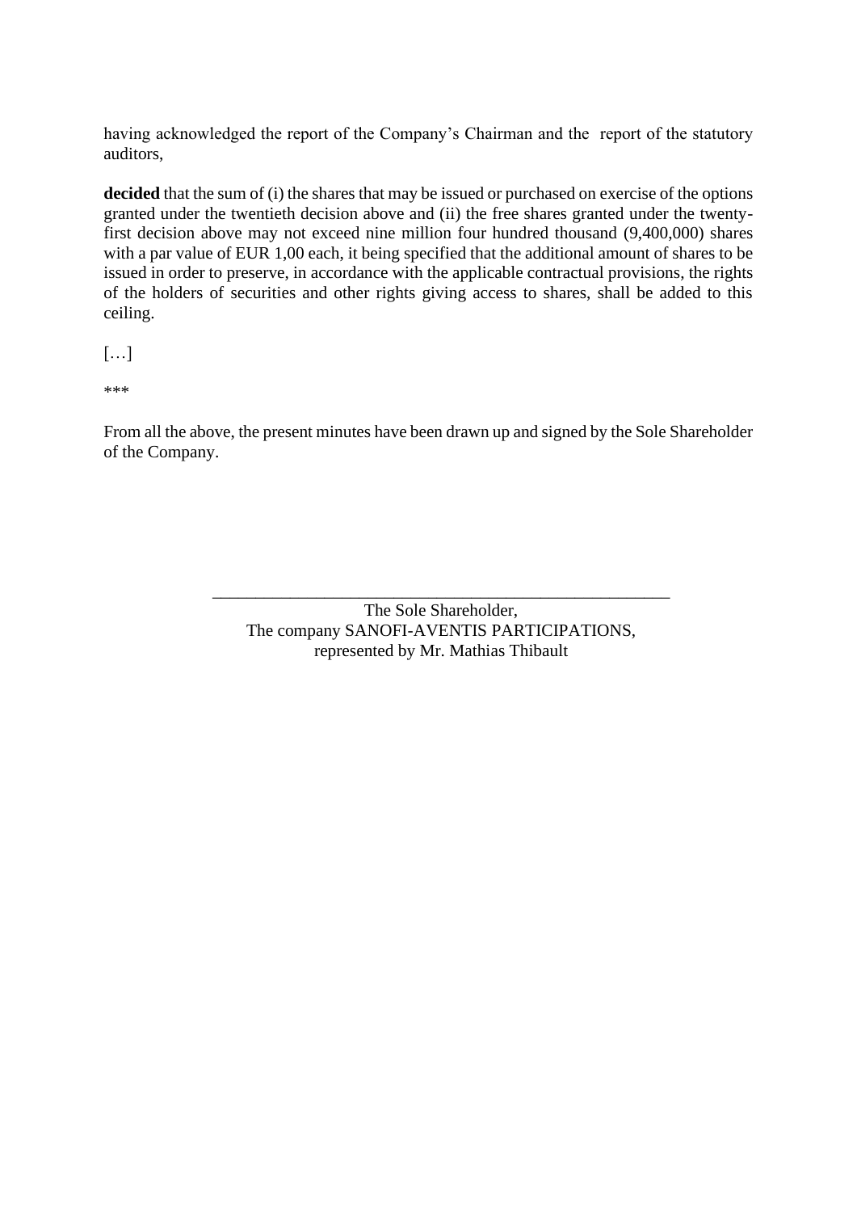having acknowledged the report of the Company's Chairman and the report of the statutory auditors,

**decided** that the sum of (i) the shares that may be issued or purchased on exercise of the options granted under the twentieth decision above and (ii) the free shares granted under the twenty-first decision above may not exceed nine million four hundred thousand (9,400,000) shares with a par value of EUR 1,00 each, it being specified that the additional amount of shares to be issued in order to preserve, in accordance with the applicable contractual provisions, the rights of the holders of securities and other rights giving access to shares, shall be added to this ceiling.

[…]

***

From all the above, the present minutes have been drawn up and signed by the Sole Shareholder of the Company.

_______________________________________________

The Sole Shareholder,
The company SANOFI-AVENTIS PARTICIPATIONS,
represented by Mr. Mathias Thibault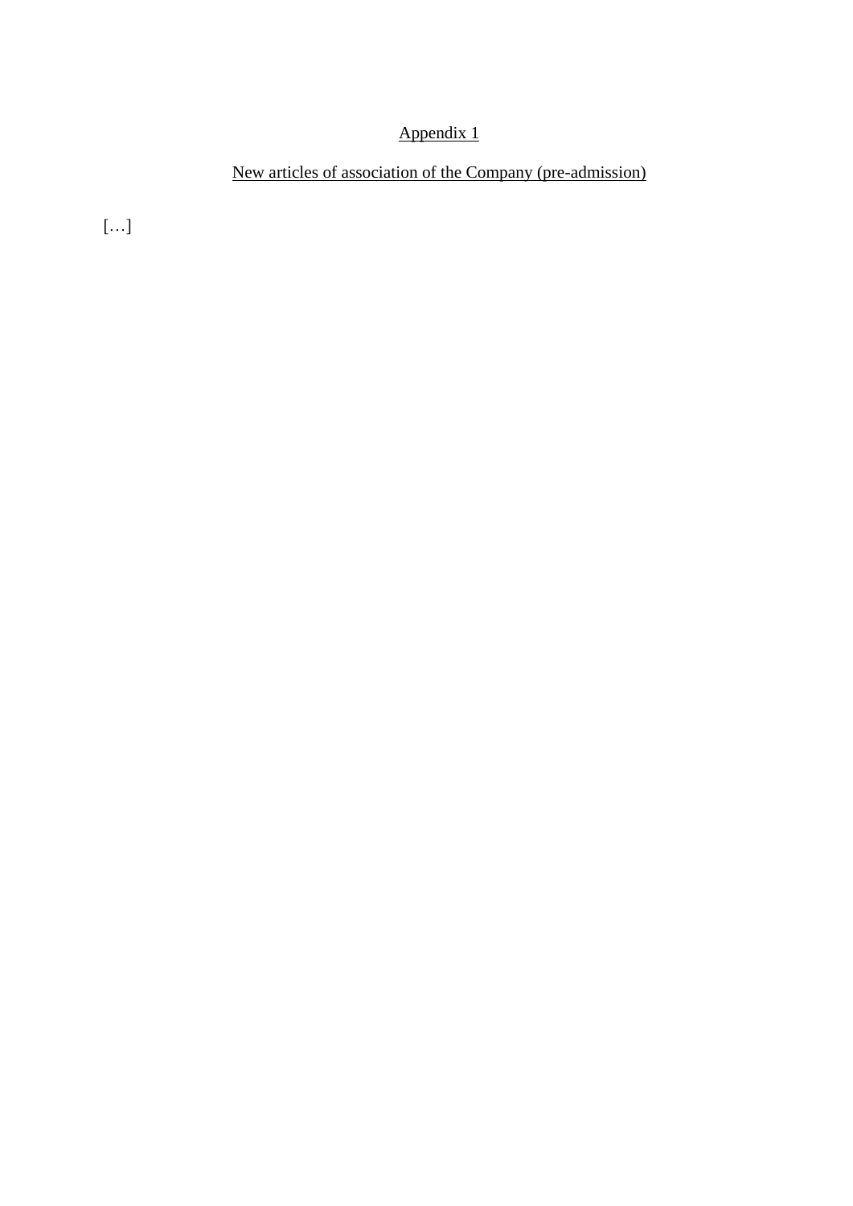<u>Appendix 1</u>

<u>New articles of association of the Company (pre-admission)</u>

[…]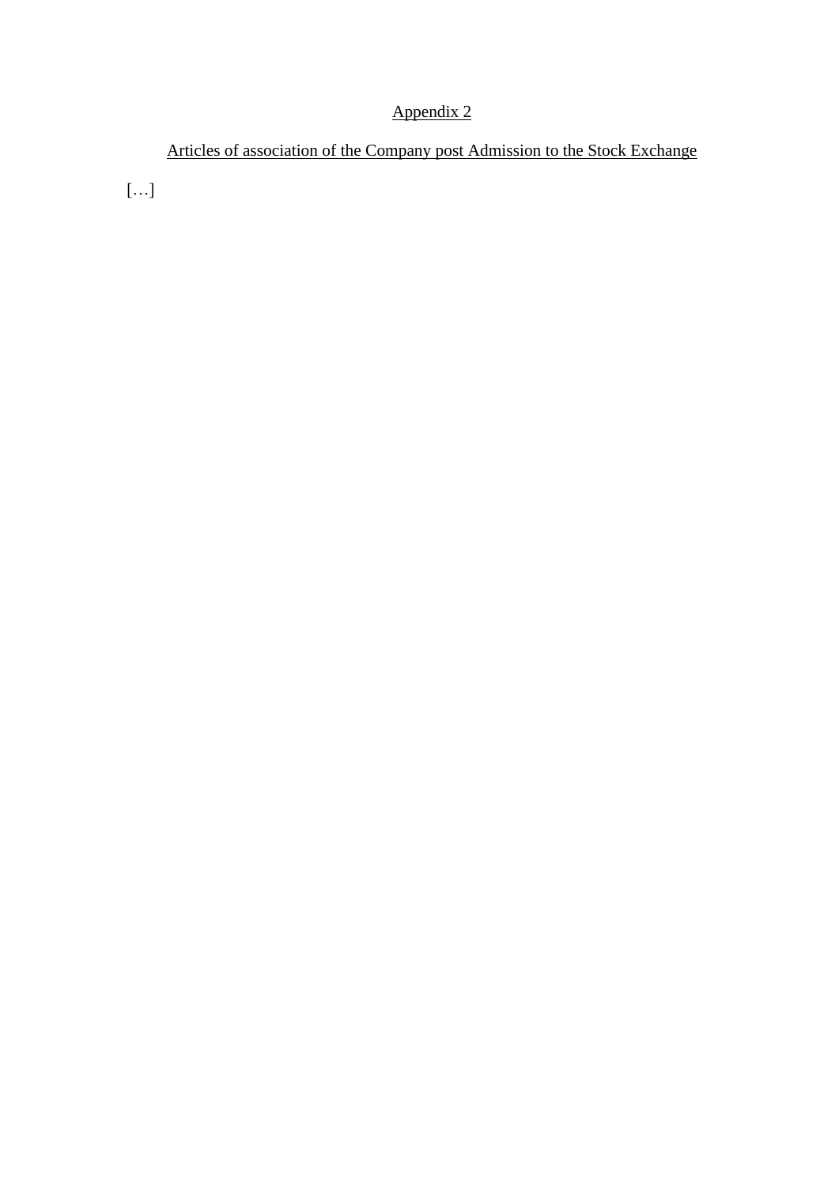<u>Appendix 2</u>

<u>Articles of association of the Company post Admission to the Stock Exchange</u>

[…]